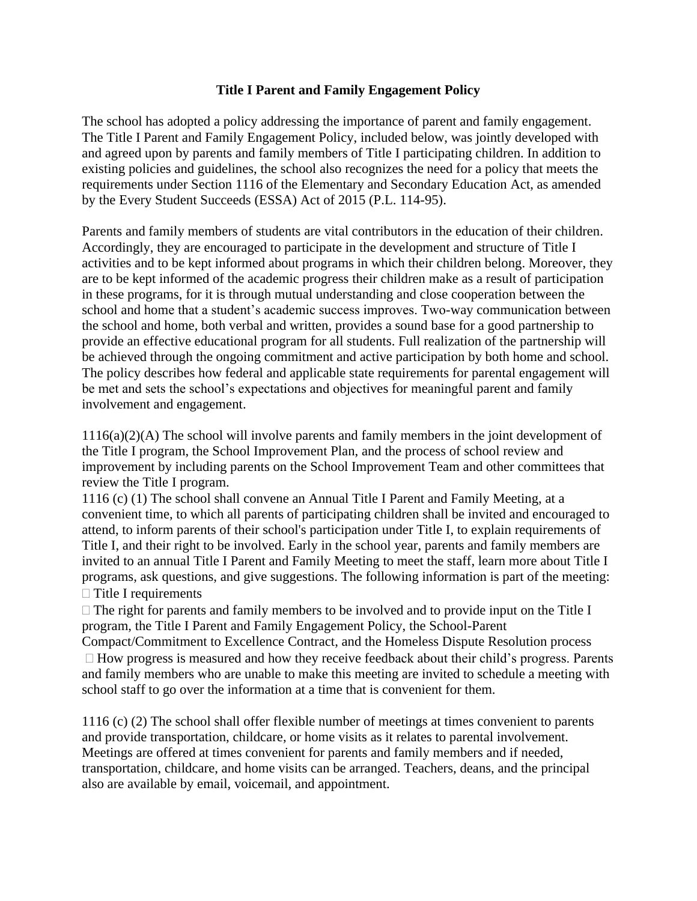# Title I Parent and Family Engagement Policy

The school has adopted a policy addressing the importance of parent and family engagement. The Title I Parent and Family Engagement Policy, included below, was jointly developed with and agreed upon by parents and family members of Title I participating children. In addition to existing policies and guidelines, the school also recognizes the need for a policy that meets the requirements under Section 1116 of the Elementary and Secondary Education Act, as amended by the Every Student Succeeds (ESSA) Act of 2015 (P.L. 114-95).

Parents and family members of students are vital contributors in the education of their children. Accordingly, they are encouraged to participate in the development and structure of Title I activities and to be kept informed about programs in which their children belong. Moreover, they are to be kept informed of the academic progress their children make as a result of participation in these programs, for it is through mutual understanding and close cooperation between the school and home that a student's academic success improves. Two-way communication between the school and home, both verbal and written, provides a sound base for a good partnership to provide an effective educational program for all students. Full realization of the partnership will be achieved through the ongoing commitment and active participation by both home and school. The policy describes how federal and applicable state requirements for parental engagement will be met and sets the school's expectations and objectives for meaningful parent and family involvement and engagement.

1116(a)(2)(A) The school will involve parents and family members in the joint development of the Title I program, the School Improvement Plan, and the process of school review and improvement by including parents on the School Improvement Team and other committees that review the Title I program.

1116 (c) (1) The school shall convene an Annual Title I Parent and Family Meeting, at a convenient time, to which all parents of participating children shall be invited and encouraged to attend, to inform parents of their school's participation under Title I, to explain requirements of Title I, and their right to be involved. Early in the school year, parents and family members are invited to an annual Title I Parent and Family Meeting to meet the staff, learn more about Title I programs, ask questions, and give suggestions. The following information is part of the meeting:

- Title I requirements
- The right for parents and family members to be involved and to provide input on the Title I program, the Title I Parent and Family Engagement Policy, the School-Parent Compact/Commitment to Excellence Contract, and the Homeless Dispute Resolution process
- How progress is measured and how they receive feedback about their child's progress. Parents and family members who are unable to make this meeting are invited to schedule a meeting with school staff to go over the information at a time that is convenient for them.

1116 (c) (2) The school shall offer flexible number of meetings at times convenient to parents and provide transportation, childcare, or home visits as it relates to parental involvement. Meetings are offered at times convenient for parents and family members and if needed, transportation, childcare, and home visits can be arranged. Teachers, deans, and the principal also are available by email, voicemail, and appointment.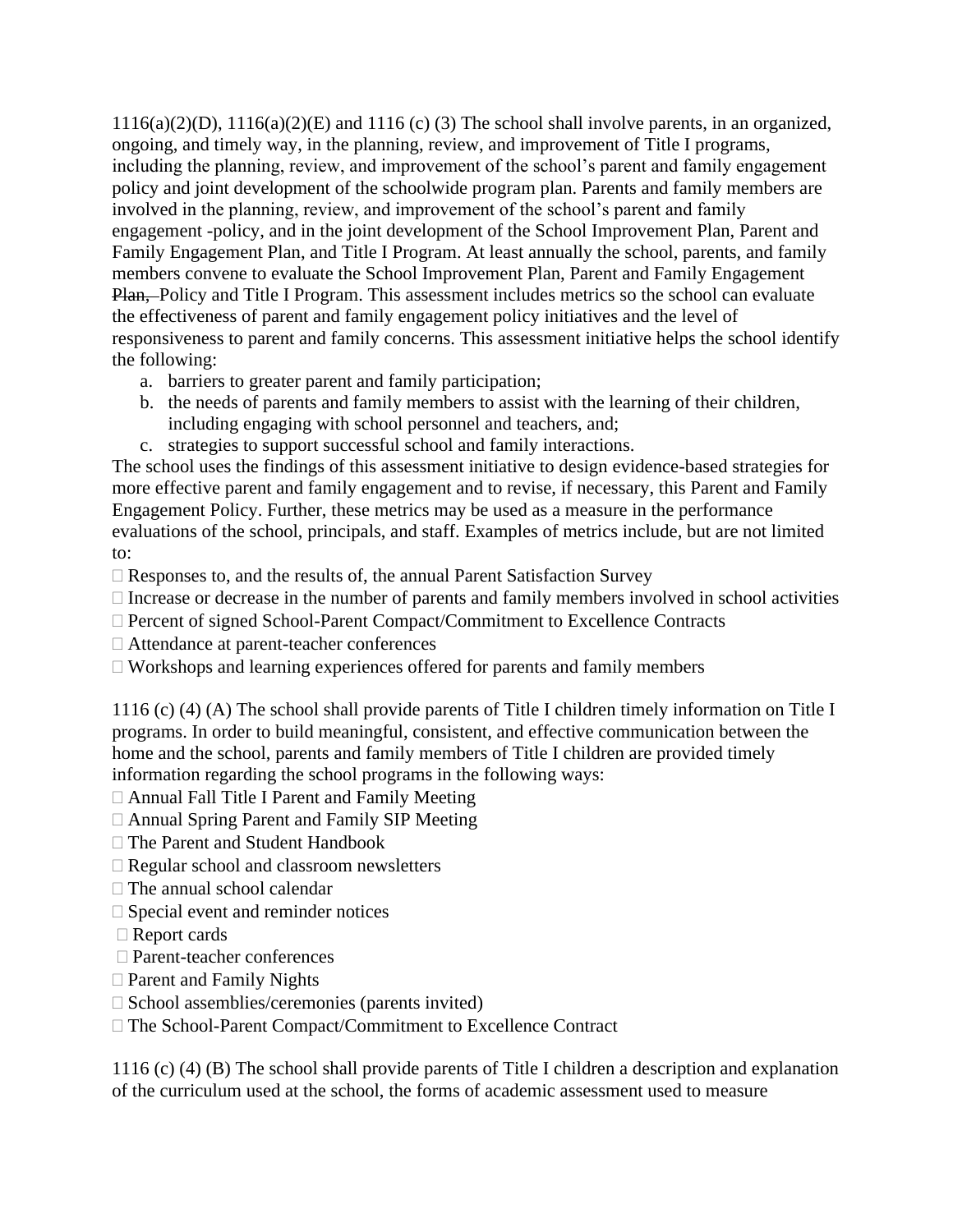1116(a)(2)(D), 1116(a)(2)(E) and 1116 (c) (3) The school shall involve parents, in an organized, ongoing, and timely way, in the planning, review, and improvement of Title I programs, including the planning, review, and improvement of the school's parent and family engagement policy and joint development of the schoolwide program plan. Parents and family members are involved in the planning, review, and improvement of the school's parent and family engagement -policy, and in the joint development of the School Improvement Plan, Parent and Family Engagement Plan, and Title I Program. At least annually the school, parents, and family members convene to evaluate the School Improvement Plan, Parent and Family Engagement ~~Plan,~~ Policy and Title I Program. This assessment includes metrics so the school can evaluate the effectiveness of parent and family engagement policy initiatives and the level of responsiveness to parent and family concerns. This assessment initiative helps the school identify the following:

a. barriers to greater parent and family participation;
b. the needs of parents and family members to assist with the learning of their children, including engaging with school personnel and teachers, and;
c. strategies to support successful school and family interactions.

The school uses the findings of this assessment initiative to design evidence-based strategies for more effective parent and family engagement and to revise, if necessary, this Parent and Family Engagement Policy. Further, these metrics may be used as a measure in the performance evaluations of the school, principals, and staff. Examples of metrics include, but are not limited to:

- Responses to, and the results of, the annual Parent Satisfaction Survey
- Increase or decrease in the number of parents and family members involved in school activities
- Percent of signed School-Parent Compact/Commitment to Excellence Contracts
- Attendance at parent-teacher conferences
- Workshops and learning experiences offered for parents and family members

1116 (c) (4) (A) The school shall provide parents of Title I children timely information on Title I programs. In order to build meaningful, consistent, and effective communication between the home and the school, parents and family members of Title I children are provided timely information regarding the school programs in the following ways:

- Annual Fall Title I Parent and Family Meeting
- Annual Spring Parent and Family SIP Meeting
- The Parent and Student Handbook
- Regular school and classroom newsletters
- The annual school calendar
- Special event and reminder notices
- Report cards
- Parent-teacher conferences
- Parent and Family Nights
- School assemblies/ceremonies (parents invited)
- The School-Parent Compact/Commitment to Excellence Contract

1116 (c) (4) (B) The school shall provide parents of Title I children a description and explanation of the curriculum used at the school, the forms of academic assessment used to measure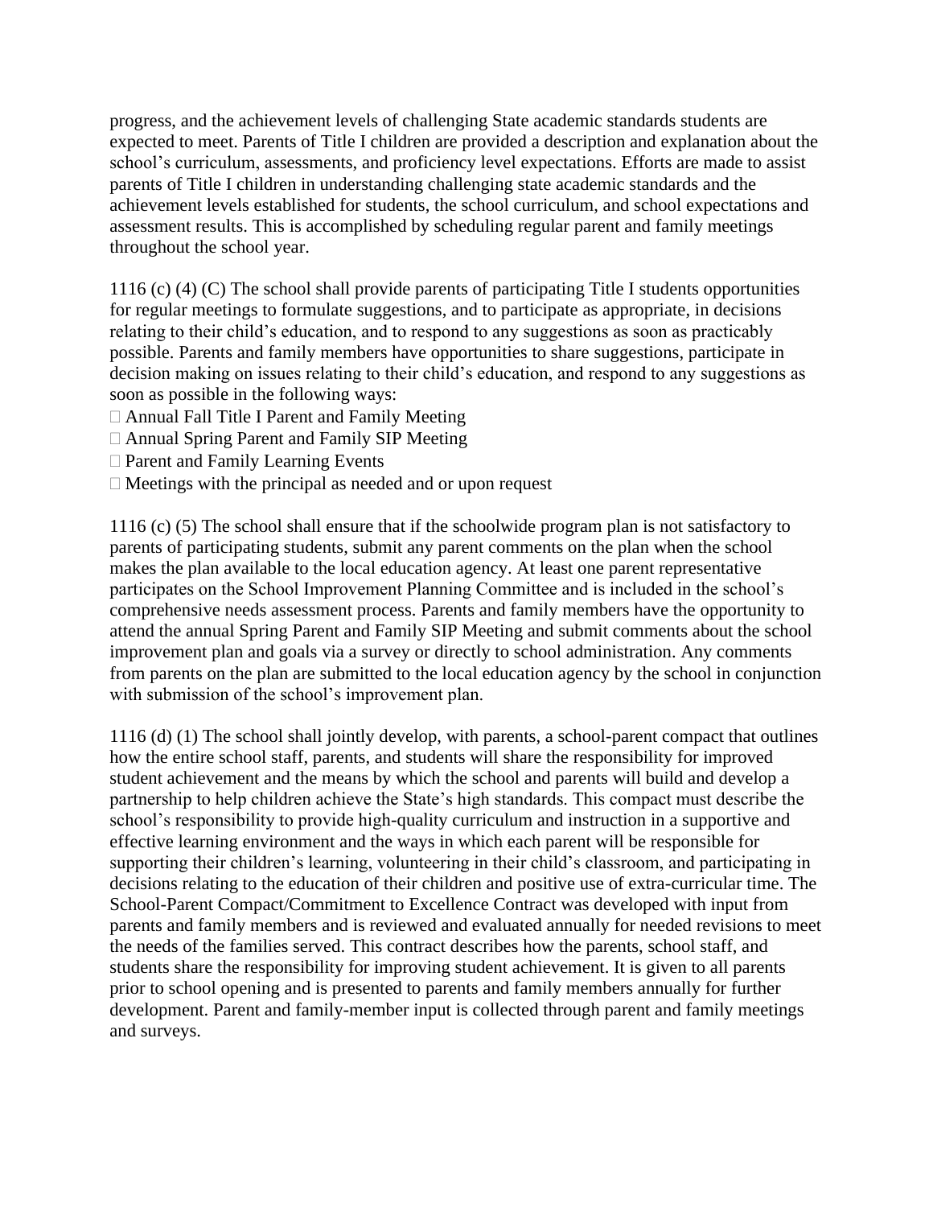progress, and the achievement levels of challenging State academic standards students are expected to meet. Parents of Title I children are provided a description and explanation about the school's curriculum, assessments, and proficiency level expectations. Efforts are made to assist parents of Title I children in understanding challenging state academic standards and the achievement levels established for students, the school curriculum, and school expectations and assessment results. This is accomplished by scheduling regular parent and family meetings throughout the school year.

1116 (c) (4) (C) The school shall provide parents of participating Title I students opportunities for regular meetings to formulate suggestions, and to participate as appropriate, in decisions relating to their child's education, and to respond to any suggestions as soon as practicably possible. Parents and family members have opportunities to share suggestions, participate in decision making on issues relating to their child's education, and respond to any suggestions as soon as possible in the following ways:

- Annual Fall Title I Parent and Family Meeting
- Annual Spring Parent and Family SIP Meeting
- Parent and Family Learning Events
- Meetings with the principal as needed and or upon request

1116 (c) (5) The school shall ensure that if the schoolwide program plan is not satisfactory to parents of participating students, submit any parent comments on the plan when the school makes the plan available to the local education agency. At least one parent representative participates on the School Improvement Planning Committee and is included in the school's comprehensive needs assessment process. Parents and family members have the opportunity to attend the annual Spring Parent and Family SIP Meeting and submit comments about the school improvement plan and goals via a survey or directly to school administration. Any comments from parents on the plan are submitted to the local education agency by the school in conjunction with submission of the school's improvement plan.

1116 (d) (1) The school shall jointly develop, with parents, a school-parent compact that outlines how the entire school staff, parents, and students will share the responsibility for improved student achievement and the means by which the school and parents will build and develop a partnership to help children achieve the State's high standards. This compact must describe the school's responsibility to provide high-quality curriculum and instruction in a supportive and effective learning environment and the ways in which each parent will be responsible for supporting their children's learning, volunteering in their child's classroom, and participating in decisions relating to the education of their children and positive use of extra-curricular time. The School-Parent Compact/Commitment to Excellence Contract was developed with input from parents and family members and is reviewed and evaluated annually for needed revisions to meet the needs of the families served. This contract describes how the parents, school staff, and students share the responsibility for improving student achievement. It is given to all parents prior to school opening and is presented to parents and family members annually for further development. Parent and family-member input is collected through parent and family meetings and surveys.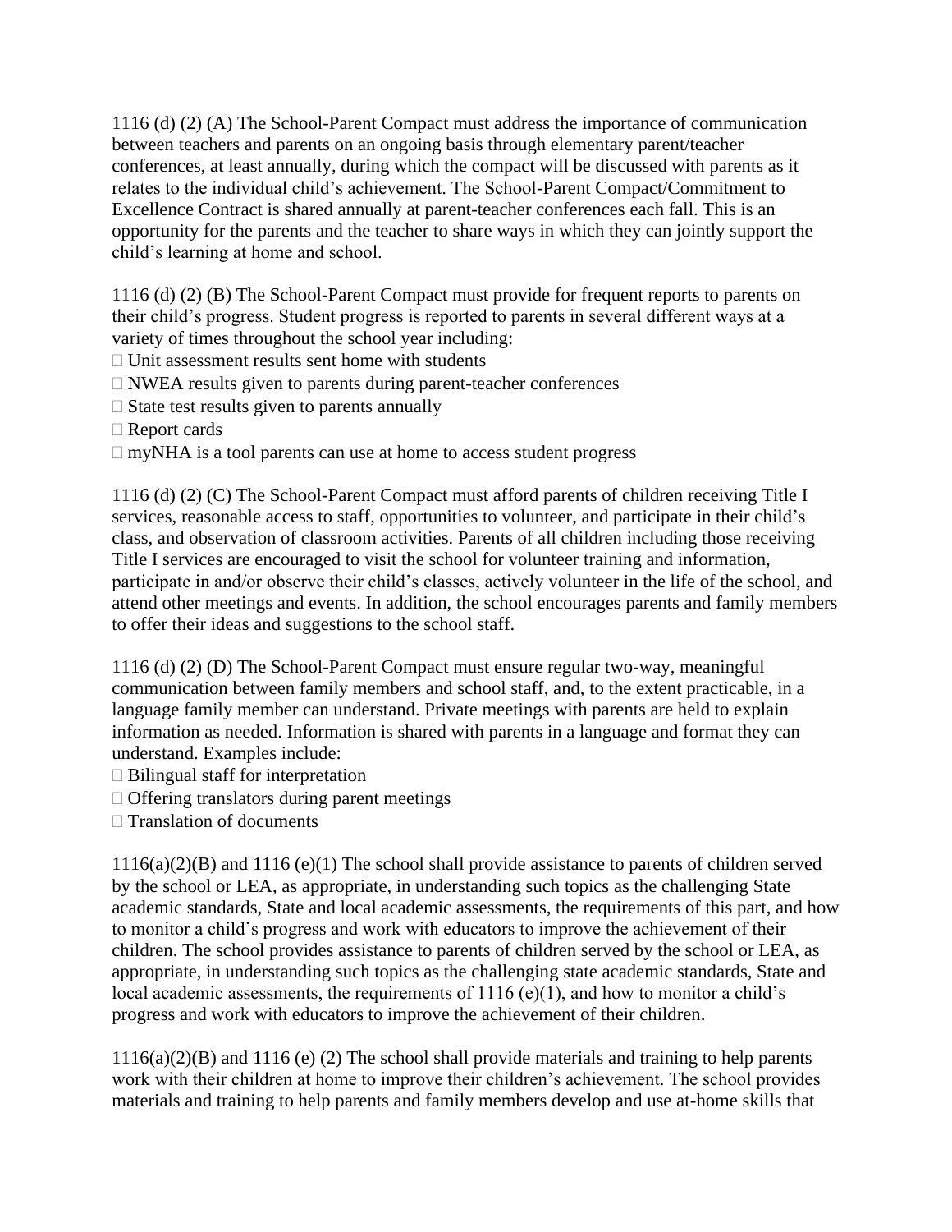1116 (d) (2) (A) The School-Parent Compact must address the importance of communication between teachers and parents on an ongoing basis through elementary parent/teacher conferences, at least annually, during which the compact will be discussed with parents as it relates to the individual child's achievement. The School-Parent Compact/Commitment to Excellence Contract is shared annually at parent-teacher conferences each fall. This is an opportunity for the parents and the teacher to share ways in which they can jointly support the child's learning at home and school.

1116 (d) (2) (B) The School-Parent Compact must provide for frequent reports to parents on their child's progress. Student progress is reported to parents in several different ways at a variety of times throughout the school year including:

- Unit assessment results sent home with students
- NWEA results given to parents during parent-teacher conferences
- State test results given to parents annually
- Report cards
- myNHA is a tool parents can use at home to access student progress

1116 (d) (2) (C) The School-Parent Compact must afford parents of children receiving Title I services, reasonable access to staff, opportunities to volunteer, and participate in their child's class, and observation of classroom activities. Parents of all children including those receiving Title I services are encouraged to visit the school for volunteer training and information, participate in and/or observe their child's classes, actively volunteer in the life of the school, and attend other meetings and events. In addition, the school encourages parents and family members to offer their ideas and suggestions to the school staff.

1116 (d) (2) (D) The School-Parent Compact must ensure regular two-way, meaningful communication between family members and school staff, and, to the extent practicable, in a language family member can understand. Private meetings with parents are held to explain information as needed. Information is shared with parents in a language and format they can understand. Examples include:

- Bilingual staff for interpretation
- Offering translators during parent meetings
- Translation of documents

1116(a)(2)(B) and 1116 (e)(1) The school shall provide assistance to parents of children served by the school or LEA, as appropriate, in understanding such topics as the challenging State academic standards, State and local academic assessments, the requirements of this part, and how to monitor a child's progress and work with educators to improve the achievement of their children. The school provides assistance to parents of children served by the school or LEA, as appropriate, in understanding such topics as the challenging state academic standards, State and local academic assessments, the requirements of 1116 (e)(1), and how to monitor a child's progress and work with educators to improve the achievement of their children.

1116(a)(2)(B) and 1116 (e) (2) The school shall provide materials and training to help parents work with their children at home to improve their children's achievement. The school provides materials and training to help parents and family members develop and use at-home skills that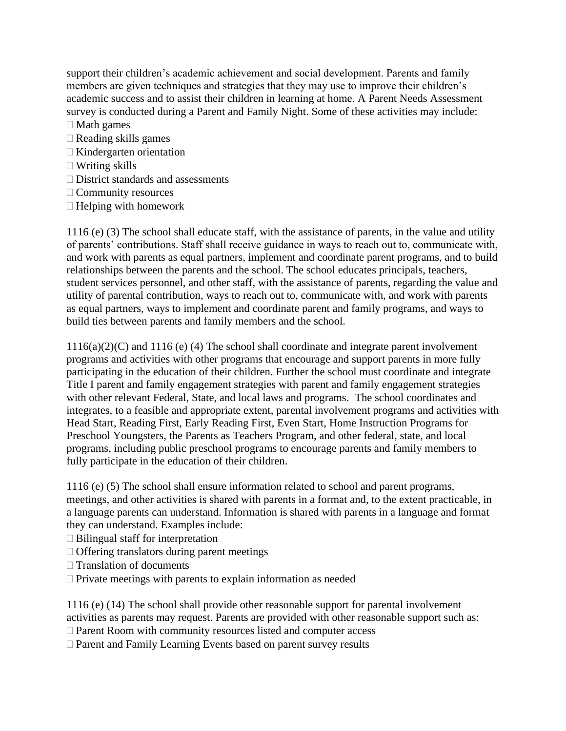support their children's academic achievement and social development. Parents and family members are given techniques and strategies that they may use to improve their children's academic success and to assist their children in learning at home. A Parent Needs Assessment survey is conducted during a Parent and Family Night. Some of these activities may include:

- Math games
- Reading skills games
- Kindergarten orientation
- Writing skills
- District standards and assessments
- Community resources
- Helping with homework

1116 (e) (3) The school shall educate staff, with the assistance of parents, in the value and utility of parents' contributions. Staff shall receive guidance in ways to reach out to, communicate with, and work with parents as equal partners, implement and coordinate parent programs, and to build relationships between the parents and the school. The school educates principals, teachers, student services personnel, and other staff, with the assistance of parents, regarding the value and utility of parental contribution, ways to reach out to, communicate with, and work with parents as equal partners, ways to implement and coordinate parent and family programs, and ways to build ties between parents and family members and the school.

1116(a)(2)(C) and 1116 (e) (4) The school shall coordinate and integrate parent involvement programs and activities with other programs that encourage and support parents in more fully participating in the education of their children. Further the school must coordinate and integrate Title I parent and family engagement strategies with parent and family engagement strategies with other relevant Federal, State, and local laws and programs. The school coordinates and integrates, to a feasible and appropriate extent, parental involvement programs and activities with Head Start, Reading First, Early Reading First, Even Start, Home Instruction Programs for Preschool Youngsters, the Parents as Teachers Program, and other federal, state, and local programs, including public preschool programs to encourage parents and family members to fully participate in the education of their children.

1116 (e) (5) The school shall ensure information related to school and parent programs, meetings, and other activities is shared with parents in a format and, to the extent practicable, in a language parents can understand. Information is shared with parents in a language and format they can understand. Examples include:

- Bilingual staff for interpretation
- Offering translators during parent meetings
- Translation of documents
- Private meetings with parents to explain information as needed

1116 (e) (14) The school shall provide other reasonable support for parental involvement activities as parents may request. Parents are provided with other reasonable support such as:

- Parent Room with community resources listed and computer access
- Parent and Family Learning Events based on parent survey results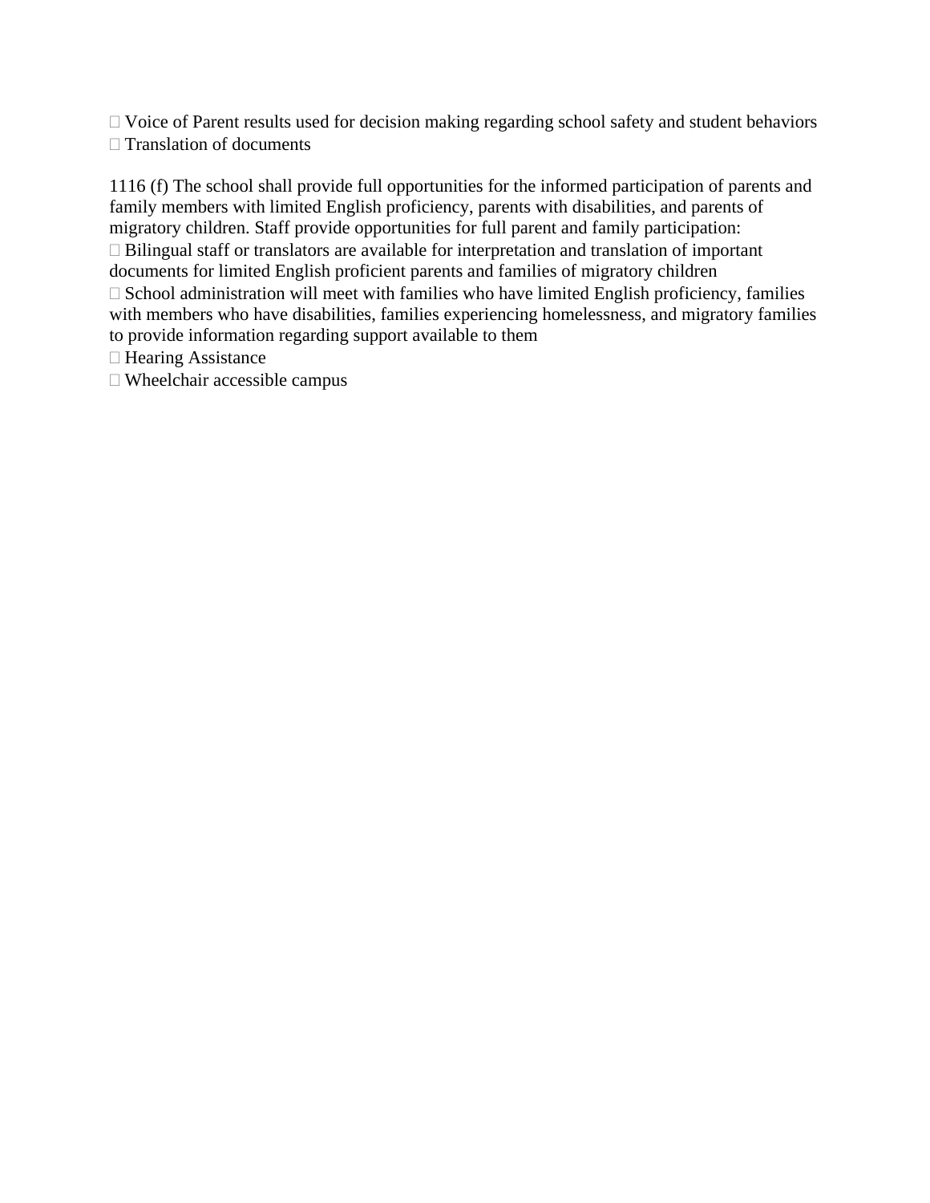- Voice of Parent results used for decision making regarding school safety and student behaviors
- Translation of documents

1116 (f) The school shall provide full opportunities for the informed participation of parents and family members with limited English proficiency, parents with disabilities, and parents of migratory children. Staff provide opportunities for full parent and family participation:

- Bilingual staff or translators are available for interpretation and translation of important documents for limited English proficient parents and families of migratory children
- School administration will meet with families who have limited English proficiency, families with members who have disabilities, families experiencing homelessness, and migratory families to provide information regarding support available to them
- Hearing Assistance
- Wheelchair accessible campus